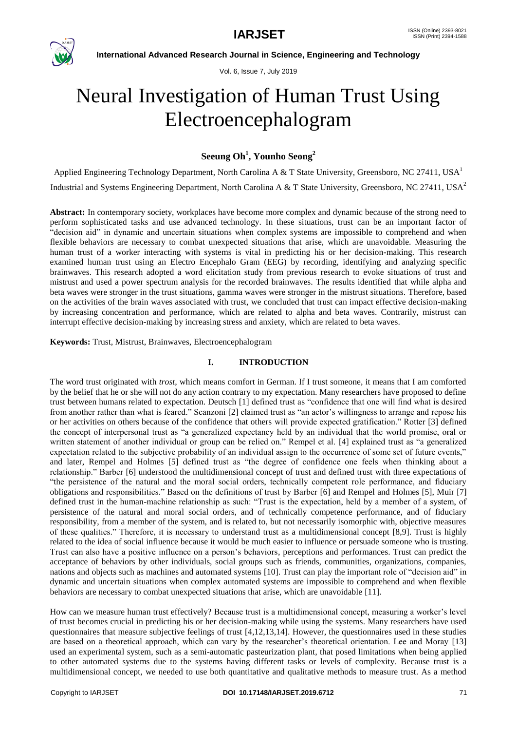# Neural Investigation of Human Trust Using Electroencephalogram

**Seeung Oh[1], Younho Seong[2]**

Applied Engineering Technology Department, North Carolina A & T State University, Greensboro, NC 27411, USA[1]

Industrial and Systems Engineering Department, North Carolina A & T State University, Greensboro, NC 27411, USA[2]

**Abstract:** In contemporary society, workplaces have become more complex and dynamic because of the strong need to perform sophisticated tasks and use advanced technology. In these situations, trust can be an important factor of "decision aid" in dynamic and uncertain situations when complex systems are impossible to comprehend and when flexible behaviors are necessary to combat unexpected situations that arise, which are unavoidable. Measuring the human trust of a worker interacting with systems is vital in predicting his or her decision-making. This research examined human trust using an Electro Encephalo Gram (EEG) by recording, identifying and analyzing specific brainwaves. This research adopted a word elicitation study from previous research to evoke situations of trust and mistrust and used a power spectrum analysis for the recorded brainwaves. The results identified that while alpha and beta waves were stronger in the trust situations, gamma waves were stronger in the mistrust situations. Therefore, based on the activities of the brain waves associated with trust, we concluded that trust can impact effective decision-making by increasing concentration and performance, which are related to alpha and beta waves. Contrarily, mistrust can interrupt effective decision-making by increasing stress and anxiety, which are related to beta waves.

**Keywords:** Trust, Mistrust, Brainwaves, Electroencephalogram

## I. INTRODUCTION

The word trust originated with *trost*, which means comfort in German. If I trust someone, it means that I am comforted by the belief that he or she will not do any action contrary to my expectation. Many researchers have proposed to define trust between humans related to expectation. Deutsch [1] defined trust as "confidence that one will find what is desired from another rather than what is feared." Scanzoni [2] claimed trust as "an actor's willingness to arrange and repose his or her activities on others because of the confidence that others will provide expected gratification." Rotter [3] defined the concept of interpersonal trust as "a generalized expectancy held by an individual that the world promise, oral or written statement of another individual or group can be relied on." Rempel et al. [4] explained trust as "a generalized expectation related to the subjective probability of an individual assign to the occurrence of some set of future events," and later, Rempel and Holmes [5] defined trust as "the degree of confidence one feels when thinking about a relationship." Barber [6] understood the multidimensional concept of trust and defined trust with three expectations of "the persistence of the natural and the moral social orders, technically competent role performance, and fiduciary obligations and responsibilities." Based on the definitions of trust by Barber [6] and Rempel and Holmes [5], Muir [7] defined trust in the human-machine relationship as such: "Trust is the expectation, held by a member of a system, of persistence of the natural and moral social orders, and of technically competence performance, and of fiduciary responsibility, from a member of the system, and is related to, but not necessarily isomorphic with, objective measures of these qualities." Therefore, it is necessary to understand trust as a multidimensional concept [8,9]. Trust is highly related to the idea of social influence because it would be much easier to influence or persuade someone who is trusting. Trust can also have a positive influence on a person's behaviors, perceptions and performances. Trust can predict the acceptance of behaviors by other individuals, social groups such as friends, communities, organizations, companies, nations and objects such as machines and automated systems [10]. Trust can play the important role of "decision aid" in dynamic and uncertain situations when complex automated systems are impossible to comprehend and when flexible behaviors are necessary to combat unexpected situations that arise, which are unavoidable [11].

How can we measure human trust effectively? Because trust is a multidimensional concept, measuring a worker's level of trust becomes crucial in predicting his or her decision-making while using the systems. Many researchers have used questionnaires that measure subjective feelings of trust [4,12,13,14]. However, the questionnaires used in these studies are based on a theoretical approach, which can vary by the researcher's theoretical orientation. Lee and Moray [13] used an experimental system, such as a semi-automatic pasteurization plant, that posed limitations when being applied to other automated systems due to the systems having different tasks or levels of complexity. Because trust is a multidimensional concept, we needed to use both quantitative and qualitative methods to measure trust. As a method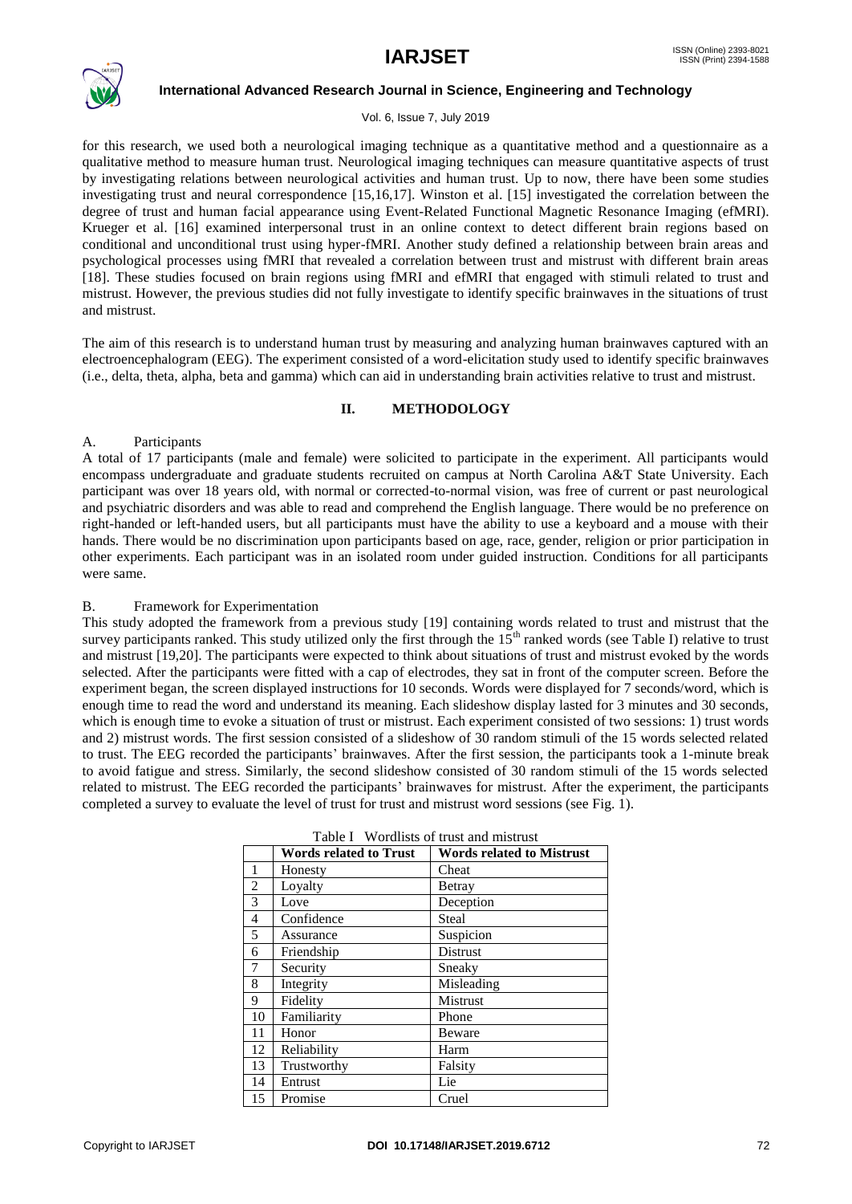for this research, we used both a neurological imaging technique as a quantitative method and a questionnaire as a qualitative method to measure human trust. Neurological imaging techniques can measure quantitative aspects of trust by investigating relations between neurological activities and human trust. Up to now, there have been some studies investigating trust and neural correspondence [15,16,17]. Winston et al. [15] investigated the correlation between the degree of trust and human facial appearance using Event-Related Functional Magnetic Resonance Imaging (efMRI). Krueger et al. [16] examined interpersonal trust in an online context to detect different brain regions based on conditional and unconditional trust using hyper-fMRI. Another study defined a relationship between brain areas and psychological processes using fMRI that revealed a correlation between trust and mistrust with different brain areas [18]. These studies focused on brain regions using fMRI and efMRI that engaged with stimuli related to trust and mistrust. However, the previous studies did not fully investigate to identify specific brainwaves in the situations of trust and mistrust.

The aim of this research is to understand human trust by measuring and analyzing human brainwaves captured with an electroencephalogram (EEG). The experiment consisted of a word-elicitation study used to identify specific brainwaves (i.e., delta, theta, alpha, beta and gamma) which can aid in understanding brain activities relative to trust and mistrust.

## II. METHODOLOGY

### A. Participants

A total of 17 participants (male and female) were solicited to participate in the experiment. All participants would encompass undergraduate and graduate students recruited on campus at North Carolina A&T State University. Each participant was over 18 years old, with normal or corrected-to-normal vision, was free of current or past neurological and psychiatric disorders and was able to read and comprehend the English language. There would be no preference on right-handed or left-handed users, but all participants must have the ability to use a keyboard and a mouse with their hands. There would be no discrimination upon participants based on age, race, gender, religion or prior participation in other experiments. Each participant was in an isolated room under guided instruction. Conditions for all participants were same.

### B. Framework for Experimentation

This study adopted the framework from a previous study [19] containing words related to trust and mistrust that the survey participants ranked. This study utilized only the first through the 15th ranked words (see Table I) relative to trust and mistrust [19,20]. The participants were expected to think about situations of trust and mistrust evoked by the words selected. After the participants were fitted with a cap of electrodes, they sat in front of the computer screen. Before the experiment began, the screen displayed instructions for 10 seconds. Words were displayed for 7 seconds/word, which is enough time to read the word and understand its meaning. Each slideshow display lasted for 3 minutes and 30 seconds, which is enough time to evoke a situation of trust or mistrust. Each experiment consisted of two sessions: 1) trust words and 2) mistrust words. The first session consisted of a slideshow of 30 random stimuli of the 15 words selected related to trust. The EEG recorded the participants' brainwaves. After the first session, the participants took a 1-minute break to avoid fatigue and stress. Similarly, the second slideshow consisted of 30 random stimuli of the 15 words selected related to mistrust. The EEG recorded the participants' brainwaves for mistrust. After the experiment, the participants completed a survey to evaluate the level of trust for trust and mistrust word sessions (see Fig. 1).

Table I Wordlists of trust and mistrust

| | **Words related to Trust** | **Words related to Mistrust** |
|---|---|---|
| 1 | Honesty | Cheat |
| 2 | Loyalty | Betray |
| 3 | Love | Deception |
| 4 | Confidence | Steal |
| 5 | Assurance | Suspicion |
| 6 | Friendship | Distrust |
| 7 | Security | Sneaky |
| 8 | Integrity | Misleading |
| 9 | Fidelity | Mistrust |
| 10 | Familiarity | Phone |
| 11 | Honor | Beware |
| 12 | Reliability | Harm |
| 13 | Trustworthy | Falsity |
| 14 | Entrust | Lie |
| 15 | Promise | Cruel |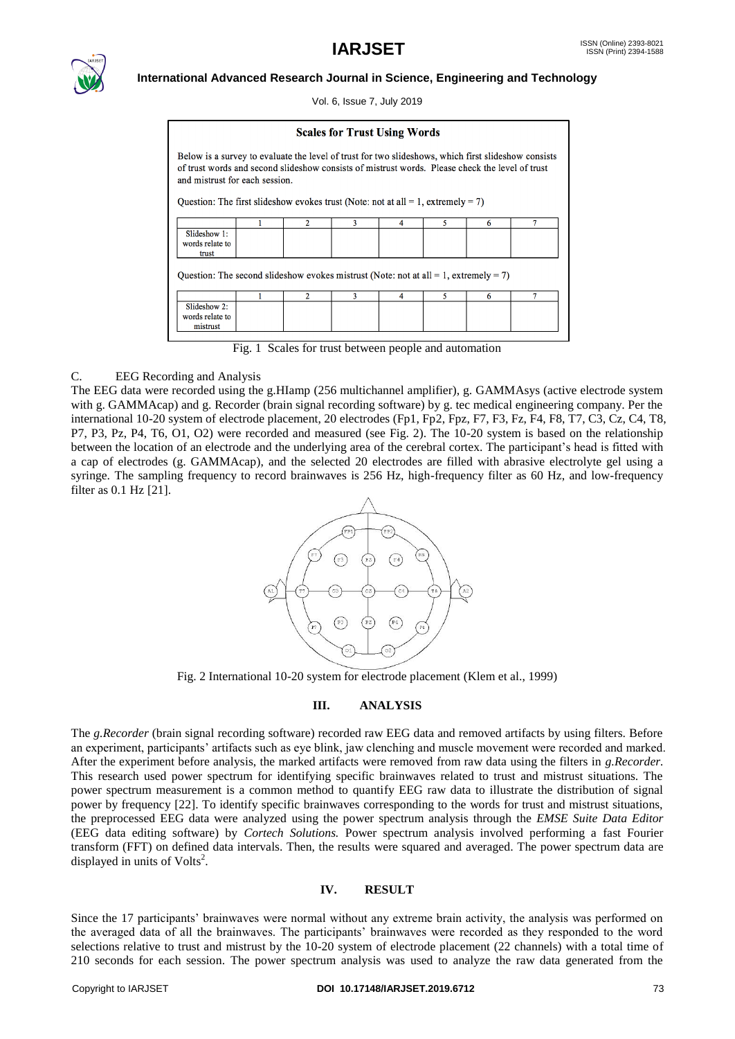**Scales for Trust Using Words**

Below is a survey to evaluate the level of trust for two slideshows, which first slideshow consists of trust words and second slideshow consists of mistrust words. Please check the level of trust and mistrust for each session.

Question: The first slideshow evokes trust (Note: not at all = 1, extremely = 7)

| | 1 | 2 | 3 | 4 | 5 | 6 | 7 |
|---|---|---|---|---|---|---|---|
| Slideshow 1: words relate to trust | | | | | | | |

Question: The second slideshow evokes mistrust (Note: not at all = 1, extremely = 7)

| | 1 | 2 | 3 | 4 | 5 | 6 | 7 |
|---|---|---|---|---|---|---|---|
| Slideshow 2: words relate to mistrust | | | | | | | |

Fig. 1 Scales for trust between people and automation

### C. EEG Recording and Analysis

The EEG data were recorded using the g.HIamp (256 multichannel amplifier), g. GAMMAsys (active electrode system with g. GAMMAcap) and g. Recorder (brain signal recording software) by g. tec medical engineering company. Per the international 10-20 system of electrode placement, 20 electrodes (Fp1, Fp2, Fpz, F7, F3, Fz, F4, F8, T7, C3, Cz, C4, T8, P7, P3, Pz, P4, T6, O1, O2) were recorded and measured (see Fig. 2). The 10-20 system is based on the relationship between the location of an electrode and the underlying area of the cerebral cortex. The participant's head is fitted with a cap of electrodes (g. GAMMAcap), and the selected 20 electrodes are filled with abrasive electrolyte gel using a syringe. The sampling frequency to record brainwaves is 256 Hz, high-frequency filter as 60 Hz, and low-frequency filter as 0.1 Hz [21].

Fig. 2 International 10-20 system for electrode placement (Klem et al., 1999)

## III. ANALYSIS

The *g.Recorder* (brain signal recording software) recorded raw EEG data and removed artifacts by using filters. Before an experiment, participants' artifacts such as eye blink, jaw clenching and muscle movement were recorded and marked. After the experiment before analysis, the marked artifacts were removed from raw data using the filters in *g.Recorder.* This research used power spectrum for identifying specific brainwaves related to trust and mistrust situations. The power spectrum measurement is a common method to quantify EEG raw data to illustrate the distribution of signal power by frequency [22]. To identify specific brainwaves corresponding to the words for trust and mistrust situations, the preprocessed EEG data were analyzed using the power spectrum analysis through the *EMSE Suite Data Editor* (EEG data editing software) by *Cortech Solutions.* Power spectrum analysis involved performing a fast Fourier transform (FFT) on defined data intervals. Then, the results were squared and averaged. The power spectrum data are displayed in units of Volts$^2$.

## IV. RESULT

Since the 17 participants' brainwaves were normal without any extreme brain activity, the analysis was performed on the averaged data of all the brainwaves. The participants' brainwaves were recorded as they responded to the word selections relative to trust and mistrust by the 10-20 system of electrode placement (22 channels) with a total time of 210 seconds for each session. The power spectrum analysis was used to analyze the raw data generated from the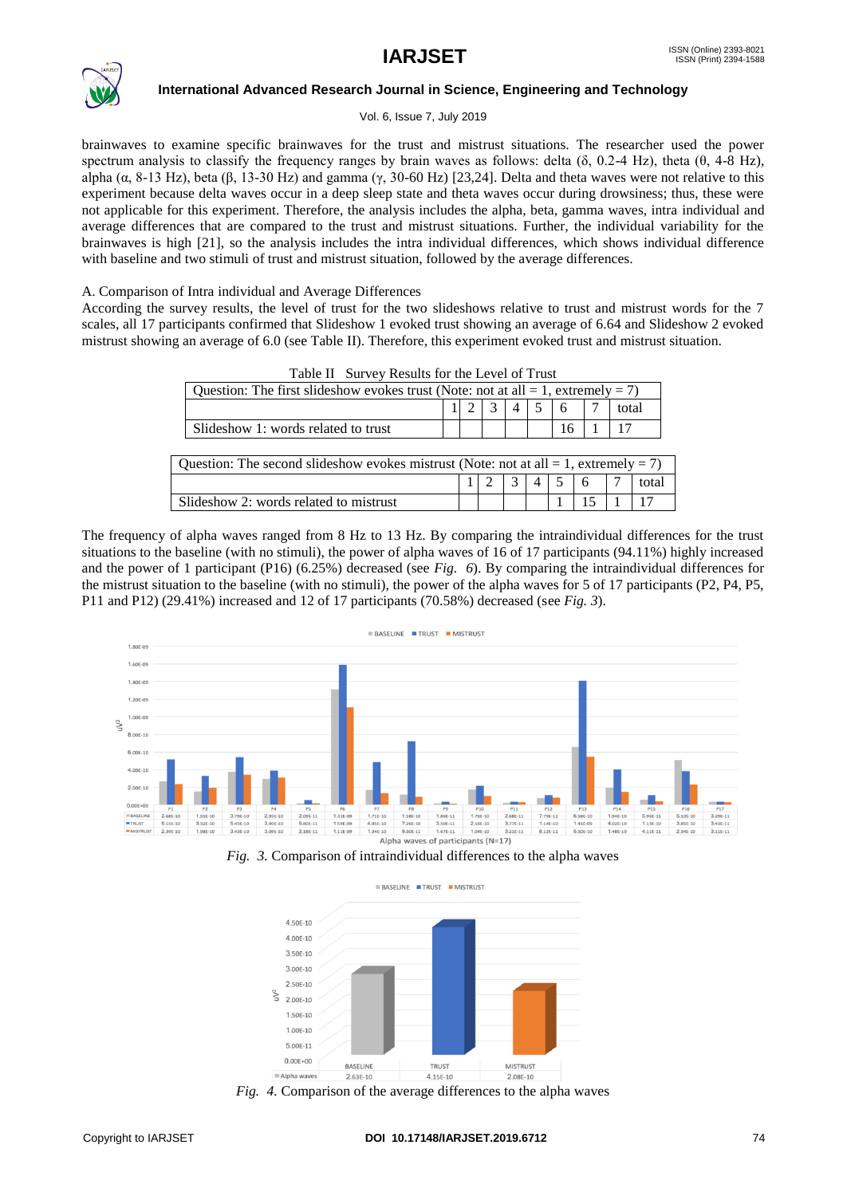brainwaves to examine specific brainwaves for the trust and mistrust situations. The researcher used the power spectrum analysis to classify the frequency ranges by brain waves as follows: delta (δ, 0.2-4 Hz), theta (θ, 4-8 Hz), alpha (α, 8-13 Hz), beta (β, 13-30 Hz) and gamma (γ, 30-60 Hz) [23,24]. Delta and theta waves were not relative to this experiment because delta waves occur in a deep sleep state and theta waves occur during drowsiness; thus, these were not applicable for this experiment. Therefore, the analysis includes the alpha, beta, gamma waves, intra individual and average differences that are compared to the trust and mistrust situations. Further, the individual variability for the brainwaves is high [21], so the analysis includes the intra individual differences, which shows individual difference with baseline and two stimuli of trust and mistrust situation, followed by the average differences.

A. Comparison of Intra individual and Average Differences

According the survey results, the level of trust for the two slideshows relative to trust and mistrust words for the 7 scales, all 17 participants confirmed that Slideshow 1 evoked trust showing an average of 6.64 and Slideshow 2 evoked mistrust showing an average of 6.0 (see Table II). Therefore, this experiment evoked trust and mistrust situation.

Table II Survey Results for the Level of Trust

| Question: The first slideshow evokes trust (Note: not at all = 1, extremely = 7) | | | | | | | | |
|---|---|---|---|---|---|---|---|---|
| | 1 | 2 | 3 | 4 | 5 | 6 | 7 | total |
| Slideshow 1: words related to trust | | | | | | 16 | 1 | 17 |

| Question: The second slideshow evokes mistrust (Note: not at all = 1, extremely = 7) | | | | | | | | |
|---|---|---|---|---|---|---|---|---|
| | 1 | 2 | 3 | 4 | 5 | 6 | 7 | total |
| Slideshow 2: words related to mistrust | | | | | 1 | 15 | 1 | 17 |

The frequency of alpha waves ranged from 8 Hz to 13 Hz. By comparing the intraindividual differences for the trust situations to the baseline (with no stimuli), the power of alpha waves of 16 of 17 participants (94.11%) highly increased and the power of 1 participant (P16) (6.25%) decreased (see *Fig. 6*). By comparing the intraindividual differences for the mistrust situation to the baseline (with no stimuli), the power of the alpha waves for 5 of 17 participants (P2, P4, P5, P11 and P12) (29.41%) increased and 12 of 17 participants (70.58%) decreased (see *Fig. 3*).

*Fig. 3.* Comparison of intraindividual differences to the alpha waves

*Fig. 4.* Comparison of the average differences to the alpha waves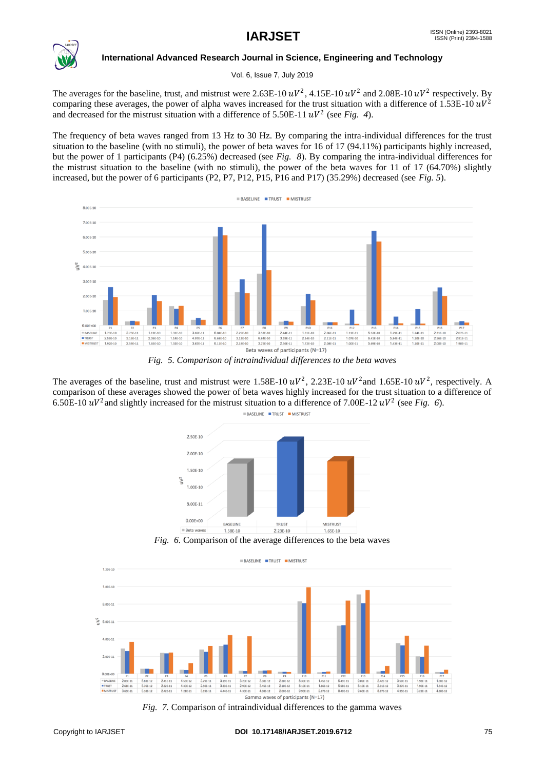The averages for the baseline, trust, and mistrust were 2.63E-10 $uV^2$, 4.15E-10 $uV^2$ and 2.08E-10 $uV^2$ respectively. By comparing these averages, the power of alpha waves increased for the trust situation with a difference of 1.53E-10 $uV^2$ and decreased for the mistrust situation with a difference of 5.50E-11 $uV^2$ (see *Fig. 4*).

The frequency of beta waves ranged from 13 Hz to 30 Hz. By comparing the intra-individual differences for the trust situation to the baseline (with no stimuli), the power of beta waves for 16 of 17 (94.11%) participants highly increased, but the power of 1 participants (P4) (6.25%) decreased (see *Fig. 8*). By comparing the intra-individual differences for the mistrust situation to the baseline (with no stimuli), the power of the beta waves for 11 of 17 (64.70%) slightly increased, but the power of 6 participants (P2, P7, P12, P15, P16 and P17) (35.29%) decreased (see *Fig. 5*).

*Fig. 5. Comparison of intraindividual differences to the beta waves*

The averages of the baseline, trust and mistrust were 1.58E-10 $uV^2$, 2.23E-10 $uV^2$ and 1.65E-10 $uV^2$, respectively. A comparison of these averages showed the power of beta waves highly increased for the trust situation to a difference of 6.50E-10 $uV^2$ and slightly increased for the mistrust situation to a difference of 7.00E-12 $uV^2$ (see *Fig. 6*).

*Fig. 6.* Comparison of the average differences to the beta waves

*Fig. 7.* Comparison of intraindividual differences to the gamma waves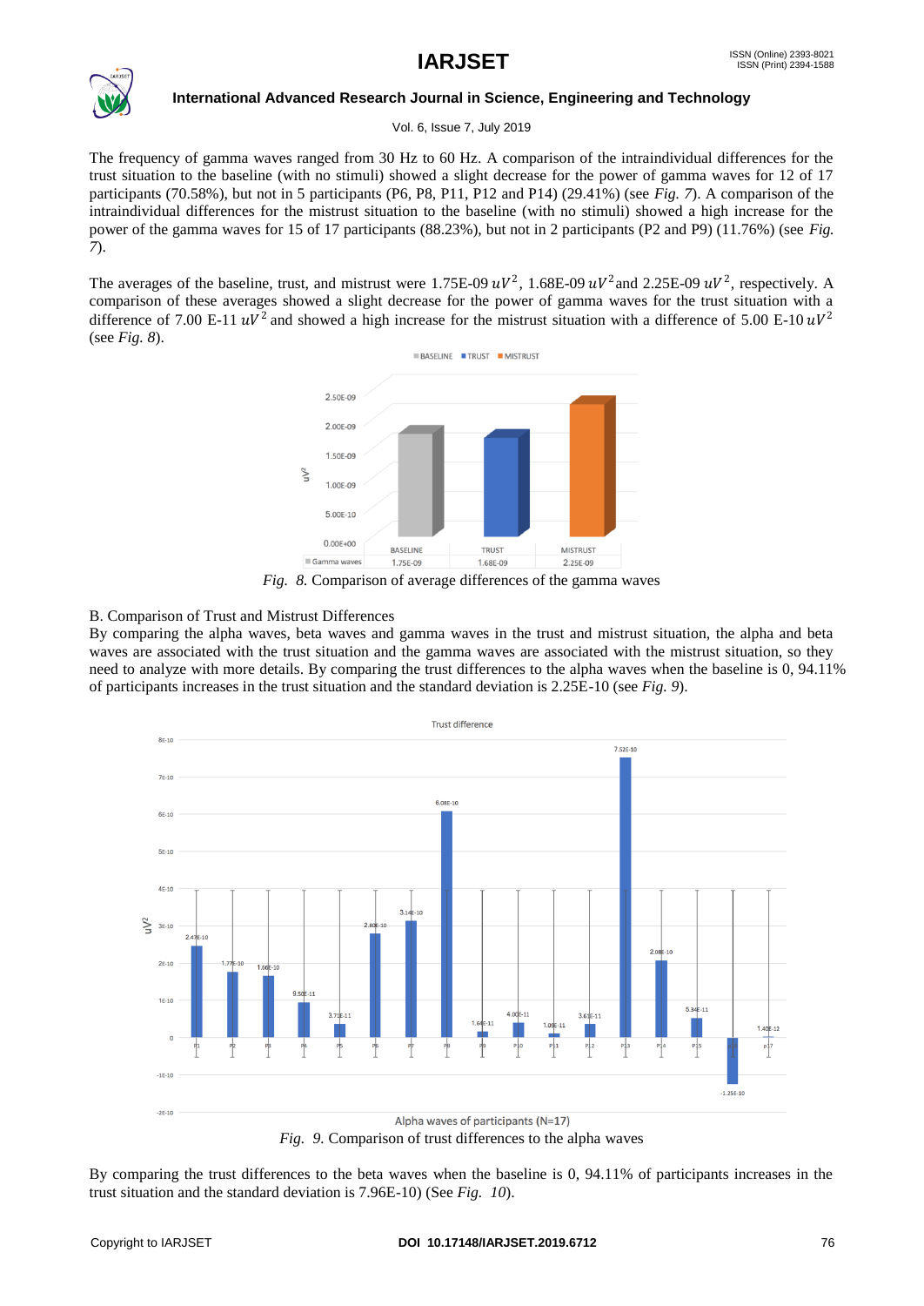The frequency of gamma waves ranged from 30 Hz to 60 Hz. A comparison of the intraindividual differences for the trust situation to the baseline (with no stimuli) showed a slight decrease for the power of gamma waves for 12 of 17 participants (70.58%), but not in 5 participants (P6, P8, P11, P12 and P14) (29.41%) (see *Fig. 7*). A comparison of the intraindividual differences for the mistrust situation to the baseline (with no stimuli) showed a high increase for the power of the gamma waves for 15 of 17 participants (88.23%), but not in 2 participants (P2 and P9) (11.76%) (see *Fig. 7*).

The averages of the baseline, trust, and mistrust were 1.75E-09 $uV^2$, 1.68E-09 $uV^2$ and 2.25E-09 $uV^2$, respectively. A comparison of these averages showed a slight decrease for the power of gamma waves for the trust situation with a difference of 7.00 E-11 $uV^2$ and showed a high increase for the mistrust situation with a difference of 5.00 E-10 $uV^2$ (see *Fig. 8*).

*Fig. 8.* Comparison of average differences of the gamma waves

B. Comparison of Trust and Mistrust Differences

By comparing the alpha waves, beta waves and gamma waves in the trust and mistrust situation, the alpha and beta waves are associated with the trust situation and the gamma waves are associated with the mistrust situation, so they need to analyze with more details. By comparing the trust differences to the alpha waves when the baseline is 0, 94.11% of participants increases in the trust situation and the standard deviation is 2.25E-10 (see *Fig. 9*).

*Fig. 9.* Comparison of trust differences to the alpha waves

By comparing the trust differences to the beta waves when the baseline is 0, 94.11% of participants increases in the trust situation and the standard deviation is 7.96E-10) (See *Fig. 10*).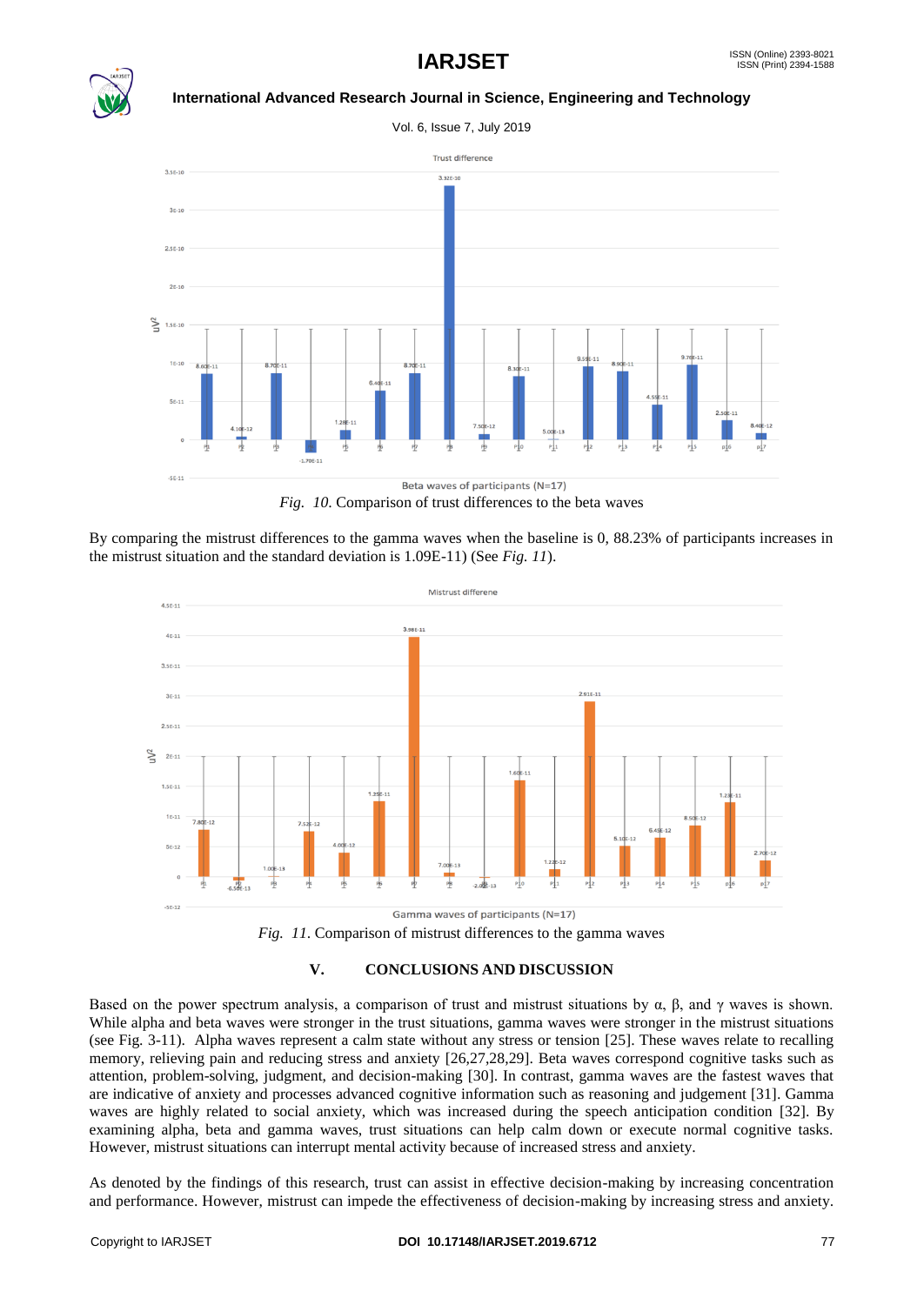Fig. 10. Comparison of trust differences to the beta waves

By comparing the mistrust differences to the gamma waves when the baseline is 0, 88.23% of participants increases in the mistrust situation and the standard deviation is 1.09E-11) (See *Fig. 11*).

Fig. 11. Comparison of mistrust differences to the gamma waves

## V. CONCLUSIONS AND DISCUSSION

Based on the power spectrum analysis, a comparison of trust and mistrust situations by α, β, and γ waves is shown. While alpha and beta waves were stronger in the trust situations, gamma waves were stronger in the mistrust situations (see Fig. 3-11). Alpha waves represent a calm state without any stress or tension [25]. These waves relate to recalling memory, relieving pain and reducing stress and anxiety [26,27,28,29]. Beta waves correspond cognitive tasks such as attention, problem-solving, judgment, and decision-making [30]. In contrast, gamma waves are the fastest waves that are indicative of anxiety and processes advanced cognitive information such as reasoning and judgement [31]. Gamma waves are highly related to social anxiety, which was increased during the speech anticipation condition [32]. By examining alpha, beta and gamma waves, trust situations can help calm down or execute normal cognitive tasks. However, mistrust situations can interrupt mental activity because of increased stress and anxiety.

As denoted by the findings of this research, trust can assist in effective decision-making by increasing concentration and performance. However, mistrust can impede the effectiveness of decision-making by increasing stress and anxiety.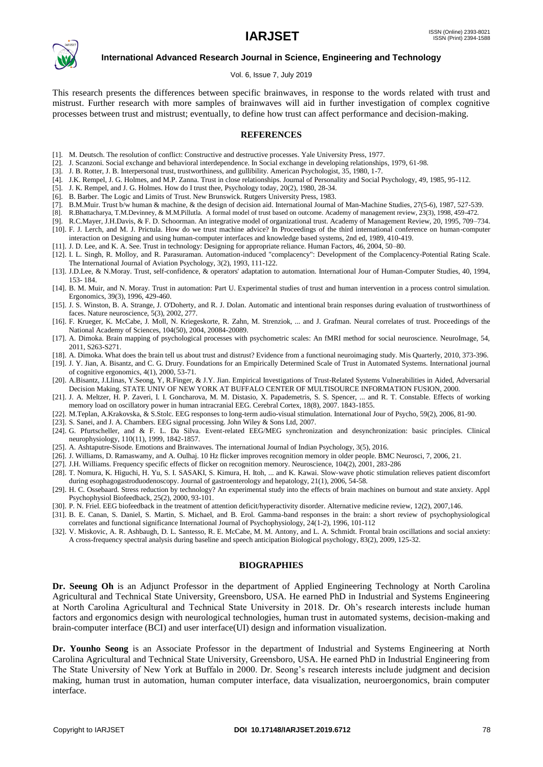This research presents the differences between specific brainwaves, in response to the words related with trust and mistrust. Further research with more samples of brainwaves will aid in further investigation of complex cognitive processes between trust and mistrust; eventually, to define how trust can affect performance and decision-making.

## REFERENCES

[1]. M. Deutsch. The resolution of conflict: Constructive and destructive processes. Yale University Press, 1977.
[2]. J. Scanzoni. Social exchange and behavioral interdependence. In Social exchange in developing relationships, 1979, 61-98.
[3]. J. B. Rotter, J. B. Interpersonal trust, trustworthiness, and gullibility. American Psychologist, 35, 1980, 1-7.
[4]. J.K. Rempel, J. G. Holmes, and M.P. Zanna. Trust in close relationships. Journal of Personality and Social Psychology, 49, 1985, 95-112.
[5]. J. K. Rempel, and J. G. Holmes. How do I trust thee, Psychology today, 20(2), 1980, 28-34.
[6]. B. Barber. The Logic and Limits of Trust. New Brunswick. Rutgers University Press, 1983.
[7]. B.M.Muir. Trust b/w human & machine, & the design of decision aid. International Journal of Man-Machine Studies, 27(5-6), 1987, 527-539.
[8]. R.Bhattacharya, T.M.Devinney, & M.M.Pillutla. A formal model of trust based on outcome. Academy of management review, 23(3), 1998, 459-472.
[9]. R.C.Mayer, J.H.Davis, & F. D. Schoorman. An integrative model of organizational trust. Academy of Management Review, 20, 1995, 709–734.
[10]. F. J. Lerch, and M. J. Prictula. How do we trust machine advice? In Proceedings of the third international conference on human-computer interaction on Designing and using human-computer interfaces and knowledge based systems, 2nd ed, 1989, 410-419.
[11]. J. D. Lee, and K. A. See. Trust in technology: Designing for appropriate reliance. Human Factors, 46, 2004, 50–80.
[12]. I. L. Singh, R. Molloy, and R. Parasuraman. Automation-induced "complacency": Development of the Complacency-Potential Rating Scale. The International Journal of Aviation Psychology, 3(2), 1993, 111-122.
[13]. J.D.Lee, & N.Moray. Trust, self-confidence, & operators' adaptation to automation. International Jour of Human-Computer Studies, 40, 1994, 153- 184.
[14]. B. M. Muir, and N. Moray. Trust in automation: Part U. Experimental studies of trust and human intervention in a process control simulation. Ergonomics, 39(3), 1996, 429-460.
[15]. J. S. Winston, B. A. Strange, J. O'Doherty, and R. J. Dolan. Automatic and intentional brain responses during evaluation of trustworthiness of faces. Nature neuroscience, 5(3), 2002, 277.
[16]. F. Krueger, K. McCabe, J. Moll, N. Kriegeskorte, R. Zahn, M. Strenziok, ... and J. Grafman. Neural correlates of trust. Proceedings of the National Academy of Sciences, 104(50), 2004, 20084-20089.
[17]. A. Dimoka. Brain mapping of psychological processes with psychometric scales: An fMRI method for social neuroscience. NeuroImage, 54, 2011, S263-S271.
[18]. A. Dimoka. What does the brain tell us about trust and distrust? Evidence from a functional neuroimaging study. Mis Quarterly, 2010, 373-396.
[19]. J. Y. Jian, A. Bisantz, and C. G. Drury. Foundations for an Empirically Determined Scale of Trust in Automated Systems. International journal of cognitive ergonomics, 4(1), 2000, 53-71.
[20]. A.Bisantz, J.Llinas, Y.Seong, Y, R.Finger, & J.Y. Jian. Empirical Investigations of Trust-Related Systems Vulnerabilities in Aided, Adversarial Decision Making. STATE UNIV OF NEW YORK AT BUFFALO CENTER OF MULTISOURCE INFORMATION FUSION, 2000.
[21]. J. A. Meltzer, H. P. Zaveri, I. I. Goncharova, M. M. Distasio, X. Papademetris, S. S. Spencer, ... and R. T. Constable. Effects of working memory load on oscillatory power in human intracranial EEG. Cerebral Cortex, 18(8), 2007. 1843-1855.
[22]. M.Teplan, A.Krakovska, & S.Stolc. EEG responses to long-term audio-visual stimulation. International Jour of Psycho, 59(2), 2006, 81-90.
[23]. S. Sanei, and J. A. Chambers. EEG signal processing. John Wiley & Sons Ltd, 2007.
[24]. G. Pfurtscheller, and & F. L. Da Silva. Event-related EEG/MEG synchronization and desynchronization: basic principles. Clinical neurophysiology, 110(11), 1999, 1842-1857.
[25]. A. Ashtaputre-Sisode. Emotions and Brainwaves. The international Journal of Indian Psychology, 3(5), 2016.
[26]. J. Williams, D. Ramaswamy, and A. Oulhaj. 10 Hz flicker improves recognition memory in older people. BMC Neurosci, 7, 2006, 21.
[27]. J.H. Williams. Frequency specific effects of flicker on recognition memory. Neuroscience, 104(2), 2001, 283-286
[28]. T. Nomura, K. Higuchi, H. Yu, S. I. SASAKI, S. Kimura, H. Itoh, ... and K. Kawai. Slow-wave photic stimulation relieves patient discomfort during esophagogastroduodenoscopy. Journal of gastroenterology and hepatology, 21(1), 2006, 54-58.
[29]. H. C. Ossebaard. Stress reduction by technology? An experimental study into the effects of brain machines on burnout and state anxiety. Appl Psychophysiol Biofeedback, 25(2), 2000, 93-101.
[30]. P. N. Friel. EEG biofeedback in the treatment of attention deficit/hyperactivity disorder. Alternative medicine review, 12(2), 2007,146.
[31]. B. E. Canan, S. Daniel, S. Martin, S. Michael, and B. Erol. Gamma-band responses in the brain: a short review of psychophysiological correlates and functional significance International Journal of Psychophysiology, 24(1-2), 1996, 101-112
[32]. V. Miskovic, A. R. Ashbaugh, D. L. Santesso, R. E. McCabe, M. M. Antony, and L. A. Schmidt. Frontal brain oscillations and social anxiety: A cross-frequency spectral analysis during baseline and speech anticipation Biological psychology, 83(2), 2009, 125-32.

## BIOGRAPHIES

**Dr. Seeung Oh** is an Adjunct Professor in the department of Applied Engineering Technology at North Carolina Agricultural and Technical State University, Greensboro, USA. He earned PhD in Industrial and Systems Engineering at North Carolina Agricultural and Technical State University in 2018. Dr. Oh's research interests include human factors and ergonomics design with neurological technologies, human trust in automated systems, decision-making and brain-computer interface (BCI) and user interface(UI) design and information visualization.

**Dr. Younho Seong** is an Associate Professor in the department of Industrial and Systems Engineering at North Carolina Agricultural and Technical State University, Greensboro, USA. He earned PhD in Industrial Engineering from The State University of New York at Buffalo in 2000. Dr. Seong's research interests include judgment and decision making, human trust in automation, human computer interface, data visualization, neuroergonomics, brain computer interface.